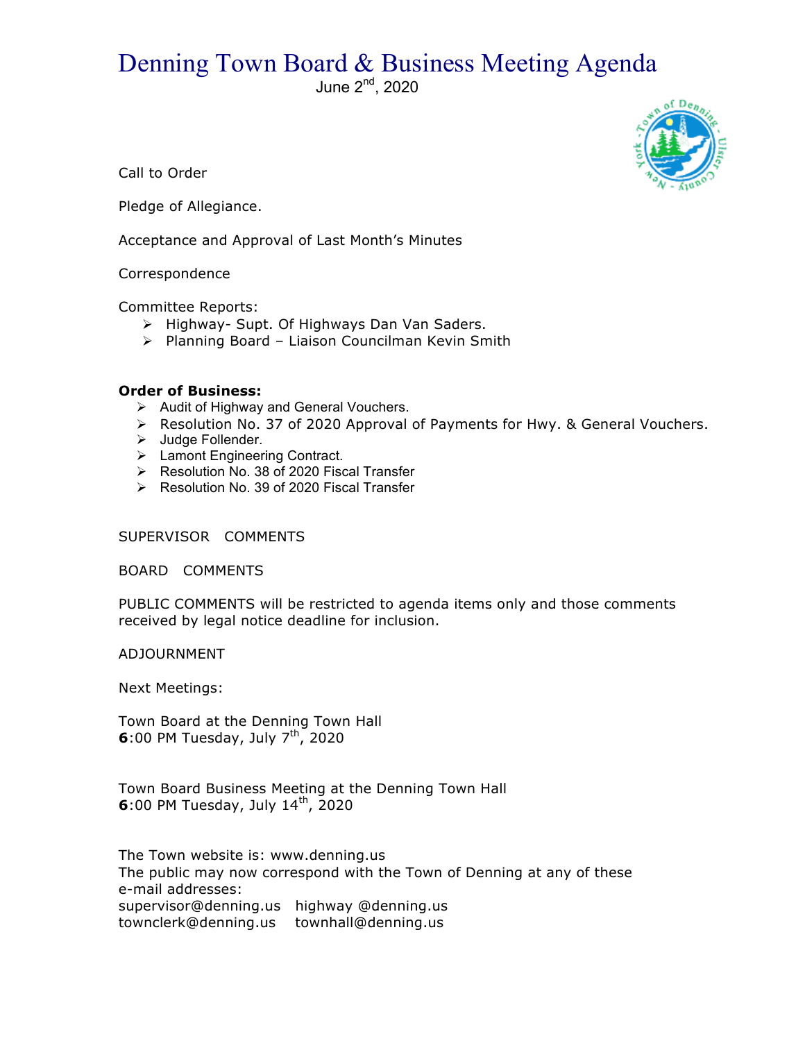# Denning Town Board & Business Meeting Agenda

June 2nd, 2020

Call to Order

Pledge of Allegiance.

Acceptance and Approval of Last Month's Minutes

Correspondence

Committee Reports:

- Highway- Supt. Of Highways Dan Van Saders.
- Planning Board – Liaison Councilman Kevin Smith

**Order of Business:**

- Audit of Highway and General Vouchers.
- Resolution No. 37 of 2020 Approval of Payments for Hwy. & General Vouchers.
- Judge Follender.
- Lamont Engineering Contract.
- Resolution No. 38 of 2020 Fiscal Transfer
- Resolution No. 39 of 2020 Fiscal Transfer

SUPERVISOR COMMENTS

BOARD COMMENTS

PUBLIC COMMENTS will be restricted to agenda items only and those comments received by legal notice deadline for inclusion.

ADJOURNMENT

Next Meetings:

Town Board at the Denning Town Hall
**6**:00 PM Tuesday, July 7th, 2020

Town Board Business Meeting at the Denning Town Hall
**6**:00 PM Tuesday, July 14th, 2020

The Town website is: www.denning.us
The public may now correspond with the Town of Denning at any of these e-mail addresses:
supervisor@denning.us highway @denning.us
townclerk@denning.us townhall@denning.us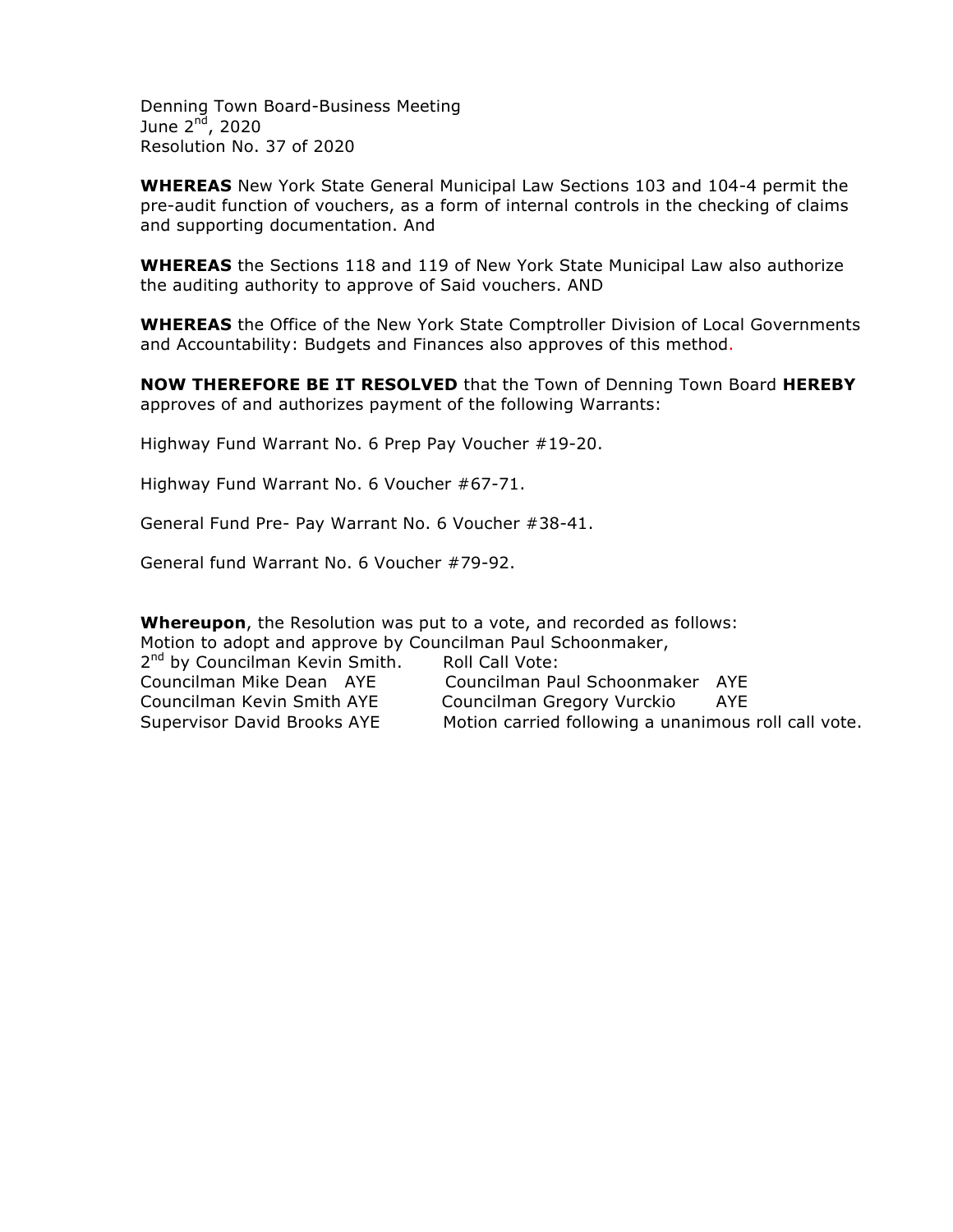Denning Town Board-Business Meeting
June 2nd, 2020
Resolution No. 37 of 2020

**WHEREAS** New York State General Municipal Law Sections 103 and 104-4 permit the pre-audit function of vouchers, as a form of internal controls in the checking of claims and supporting documentation. And

**WHEREAS** the Sections 118 and 119 of New York State Municipal Law also authorize the auditing authority to approve of Said vouchers. AND

**WHEREAS** the Office of the New York State Comptroller Division of Local Governments and Accountability: Budgets and Finances also approves of this method.

**NOW THEREFORE BE IT RESOLVED** that the Town of Denning Town Board **HEREBY** approves of and authorizes payment of the following Warrants:

Highway Fund Warrant No. 6 Prep Pay Voucher #19-20.

Highway Fund Warrant No. 6 Voucher #67-71.

General Fund Pre- Pay Warrant No. 6 Voucher #38-41.

General fund Warrant No. 6 Voucher #79-92.

**Whereupon**, the Resolution was put to a vote, and recorded as follows:
Motion to adopt and approve by Councilman Paul Schoonmaker,
2nd by Councilman Kevin Smith. Roll Call Vote:
Councilman Mike Dean AYE Councilman Paul Schoonmaker AYE
Councilman Kevin Smith AYE Councilman Gregory Vurckio AYE
Supervisor David Brooks AYE Motion carried following a unanimous roll call vote.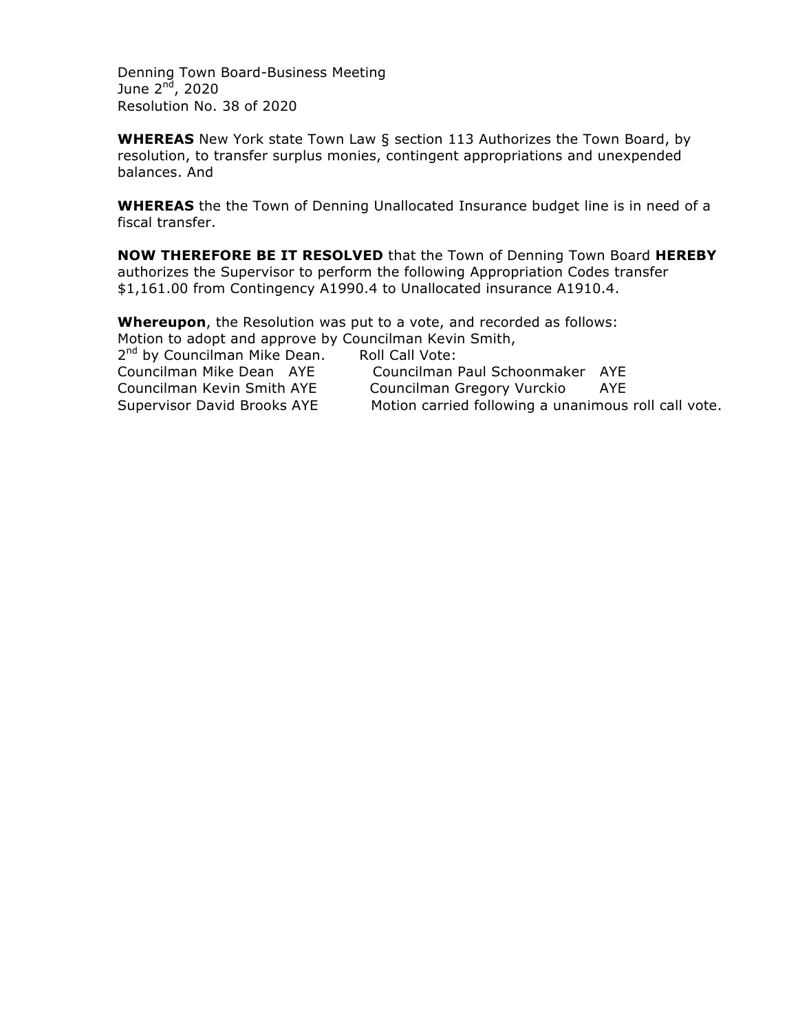Denning Town Board-Business Meeting
June 2nd, 2020
Resolution No. 38 of 2020

**WHEREAS** New York state Town Law § section 113 Authorizes the Town Board, by resolution, to transfer surplus monies, contingent appropriations and unexpended balances. And

**WHEREAS** the the Town of Denning Unallocated Insurance budget line is in need of a fiscal transfer.

**NOW THEREFORE BE IT RESOLVED** that the Town of Denning Town Board **HEREBY** authorizes the Supervisor to perform the following Appropriation Codes transfer $1,161.00 from Contingency A1990.4 to Unallocated insurance A1910.4.

**Whereupon**, the Resolution was put to a vote, and recorded as follows:
Motion to adopt and approve by Councilman Kevin Smith,
2nd by Councilman Mike Dean. Roll Call Vote:
Councilman Mike Dean AYE Councilman Paul Schoonmaker AYE
Councilman Kevin Smith AYE Councilman Gregory Vurckio AYE
Supervisor David Brooks AYE Motion carried following a unanimous roll call vote.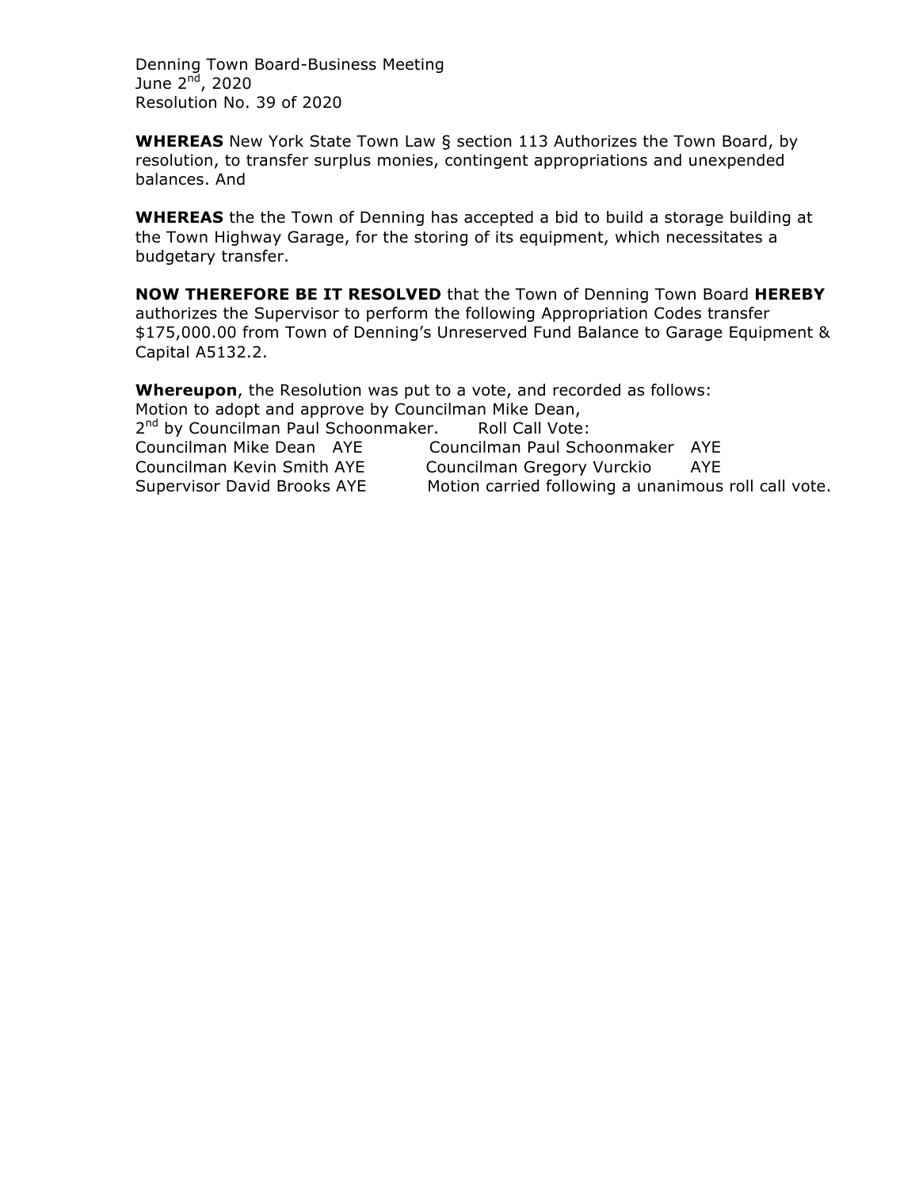Denning Town Board-Business Meeting
June 2nd, 2020
Resolution No. 39 of 2020

**WHEREAS** New York State Town Law § section 113 Authorizes the Town Board, by resolution, to transfer surplus monies, contingent appropriations and unexpended balances. And

**WHEREAS** the the Town of Denning has accepted a bid to build a storage building at the Town Highway Garage, for the storing of its equipment, which necessitates a budgetary transfer.

**NOW THEREFORE BE IT RESOLVED** that the Town of Denning Town Board **HEREBY** authorizes the Supervisor to perform the following Appropriation Codes transfer $175,000.00 from Town of Denning's Unreserved Fund Balance to Garage Equipment & Capital A5132.2.

**Whereupon**, the Resolution was put to a vote, and recorded as follows:
Motion to adopt and approve by Councilman Mike Dean,
2nd by Councilman Paul Schoonmaker. Roll Call Vote:
Councilman Mike Dean AYE Councilman Paul Schoonmaker AYE
Councilman Kevin Smith AYE Councilman Gregory Vurckio AYE
Supervisor David Brooks AYE Motion carried following a unanimous roll call vote.